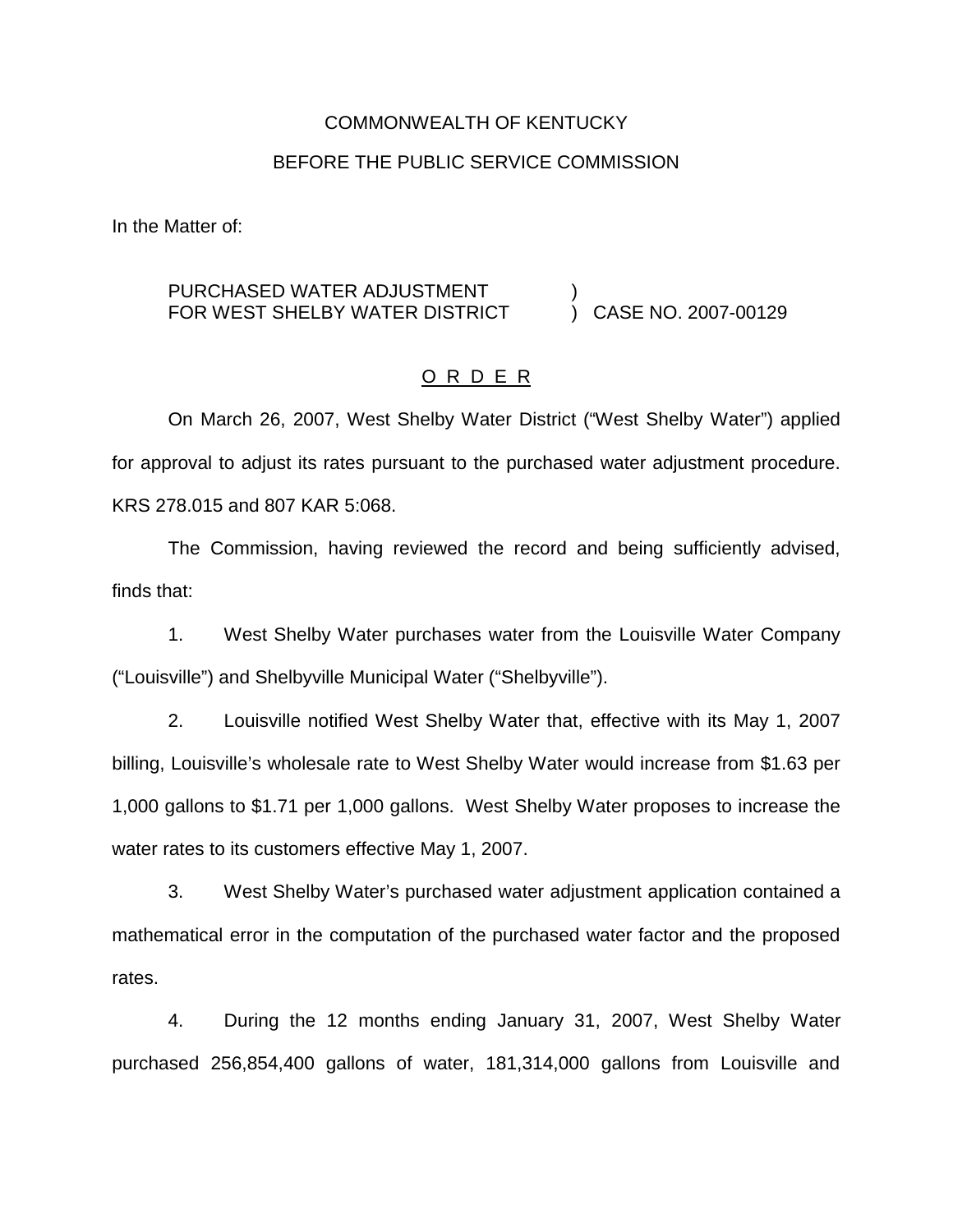COMMONWEALTH OF KENTUCKY

BEFORE THE PUBLIC SERVICE COMMISSION

In the Matter of:

PURCHASED WATER ADJUSTMENT FOR WEST SHELBY WATER DISTRICT ) CASE NO. 2007-00129

<u>O R D E R</u>

On March 26, 2007, West Shelby Water District ("West Shelby Water") applied for approval to adjust its rates pursuant to the purchased water adjustment procedure. KRS 278.015 and 807 KAR 5:068.

The Commission, having reviewed the record and being sufficiently advised, finds that:

1. West Shelby Water purchases water from the Louisville Water Company ("Louisville") and Shelbyville Municipal Water ("Shelbyville").

2. Louisville notified West Shelby Water that, effective with its May 1, 2007 billing, Louisville's wholesale rate to West Shelby Water would increase from $1.63 per 1,000 gallons to $1.71 per 1,000 gallons. West Shelby Water proposes to increase the water rates to its customers effective May 1, 2007.

3. West Shelby Water's purchased water adjustment application contained a mathematical error in the computation of the purchased water factor and the proposed rates.

4. During the 12 months ending January 31, 2007, West Shelby Water purchased 256,854,400 gallons of water, 181,314,000 gallons from Louisville and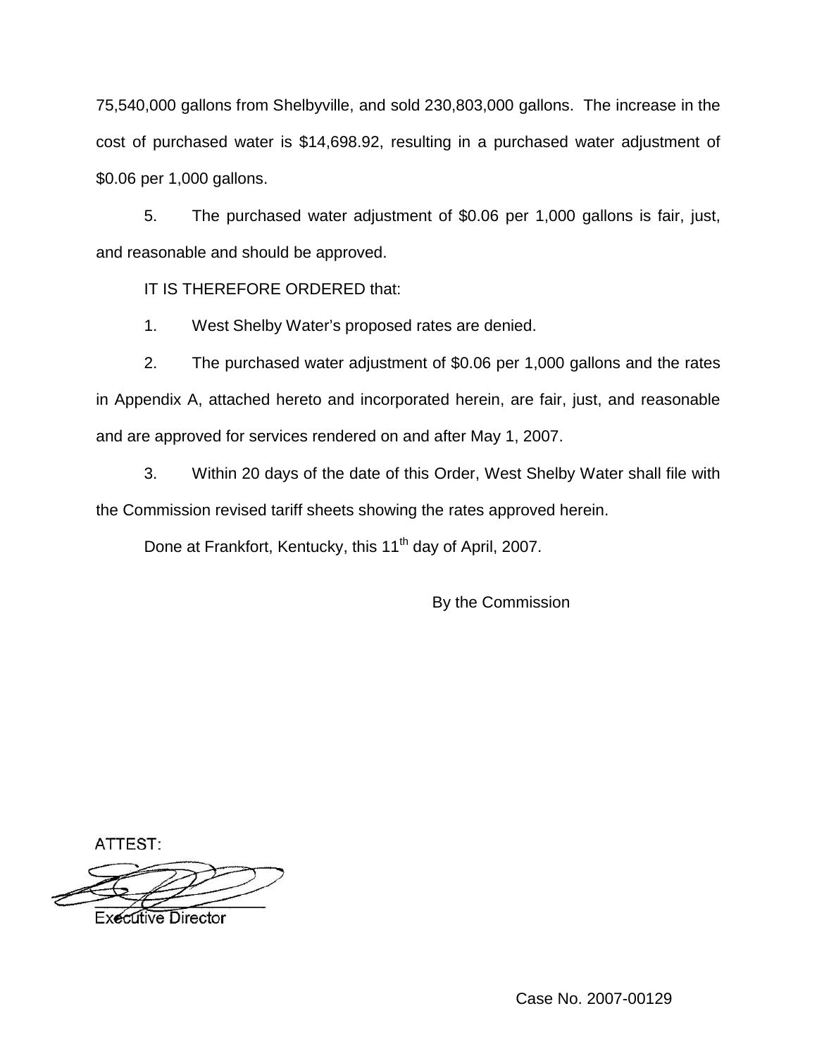75,540,000 gallons from Shelbyville, and sold 230,803,000 gallons. The increase in the cost of purchased water is $14,698.92, resulting in a purchased water adjustment of $0.06 per 1,000 gallons.

5. The purchased water adjustment of $0.06 per 1,000 gallons is fair, just, and reasonable and should be approved.

IT IS THEREFORE ORDERED that:

1. West Shelby Water's proposed rates are denied.

2. The purchased water adjustment of $0.06 per 1,000 gallons and the rates in Appendix A, attached hereto and incorporated herein, are fair, just, and reasonable and are approved for services rendered on and after May 1, 2007.

3. Within 20 days of the date of this Order, West Shelby Water shall file with the Commission revised tariff sheets showing the rates approved herein.

Done at Frankfort, Kentucky, this 11th day of April, 2007.

By the Commission

ATTEST:

Executive Director

Case No. 2007-00129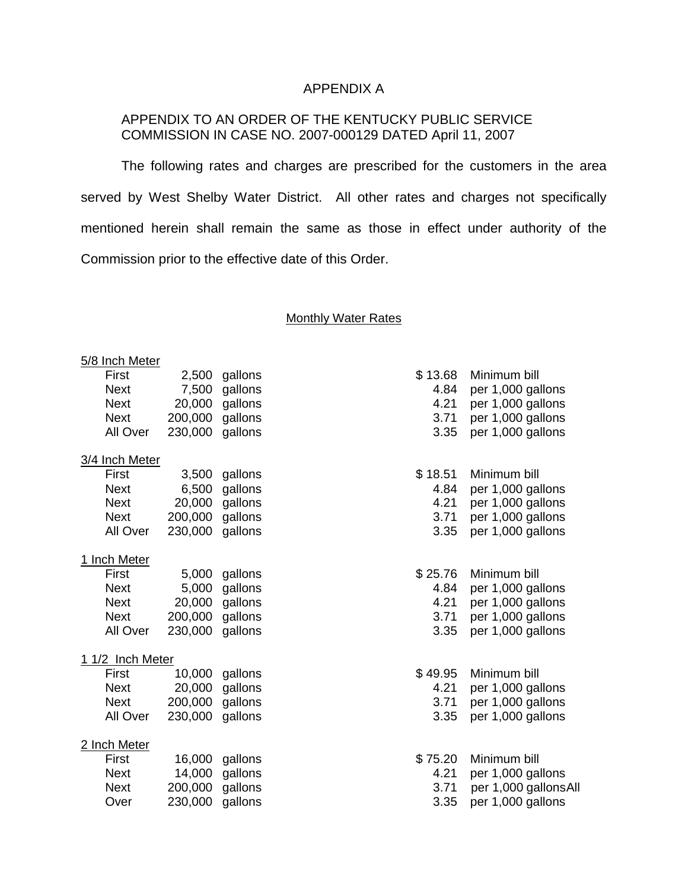# APPENDIX A

APPENDIX TO AN ORDER OF THE KENTUCKY PUBLIC SERVICE COMMISSION IN CASE NO. 2007-000129 DATED April 11, 2007

The following rates and charges are prescribed for the customers in the area served by West Shelby Water District. All other rates and charges not specifically mentioned herein shall remain the same as those in effect under authority of the Commission prior to the effective date of this Order.

## Monthly Water Rates

**5/8 Inch Meter**

| | | | | |
|---|---|---|---|---|
| First | 2,500 | gallons | $ 13.68 | Minimum bill |
| Next | 7,500 | gallons | 4.84 | per 1,000 gallons |
| Next | 20,000 | gallons | 4.21 | per 1,000 gallons |
| Next | 200,000 | gallons | 3.71 | per 1,000 gallons |
| All Over | 230,000 | gallons | 3.35 | per 1,000 gallons |

**3/4 Inch Meter**

| | | | | |
|---|---|---|---|---|
| First | 3,500 | gallons | $ 18.51 | Minimum bill |
| Next | 6,500 | gallons | 4.84 | per 1,000 gallons |
| Next | 20,000 | gallons | 4.21 | per 1,000 gallons |
| Next | 200,000 | gallons | 3.71 | per 1,000 gallons |
| All Over | 230,000 | gallons | 3.35 | per 1,000 gallons |

**1 Inch Meter**

| | | | | |
|---|---|---|---|---|
| First | 5,000 | gallons | $ 25.76 | Minimum bill |
| Next | 5,000 | gallons | 4.84 | per 1,000 gallons |
| Next | 20,000 | gallons | 4.21 | per 1,000 gallons |
| Next | 200,000 | gallons | 3.71 | per 1,000 gallons |
| All Over | 230,000 | gallons | 3.35 | per 1,000 gallons |

**1 1/2 Inch Meter**

| | | | | |
|---|---|---|---|---|
| First | 10,000 | gallons | $ 49.95 | Minimum bill |
| Next | 20,000 | gallons | 4.21 | per 1,000 gallons |
| Next | 200,000 | gallons | 3.71 | per 1,000 gallons |
| All Over | 230,000 | gallons | 3.35 | per 1,000 gallons |

**2 Inch Meter**

| | | | | |
|---|---|---|---|---|
| First | 16,000 | gallons | $ 75.20 | Minimum bill |
| Next | 14,000 | gallons | 4.21 | per 1,000 gallons |
| Next | 200,000 | gallons | 3.71 | per 1,000 gallonsAll |
| Over | 230,000 | gallons | 3.35 | per 1,000 gallons |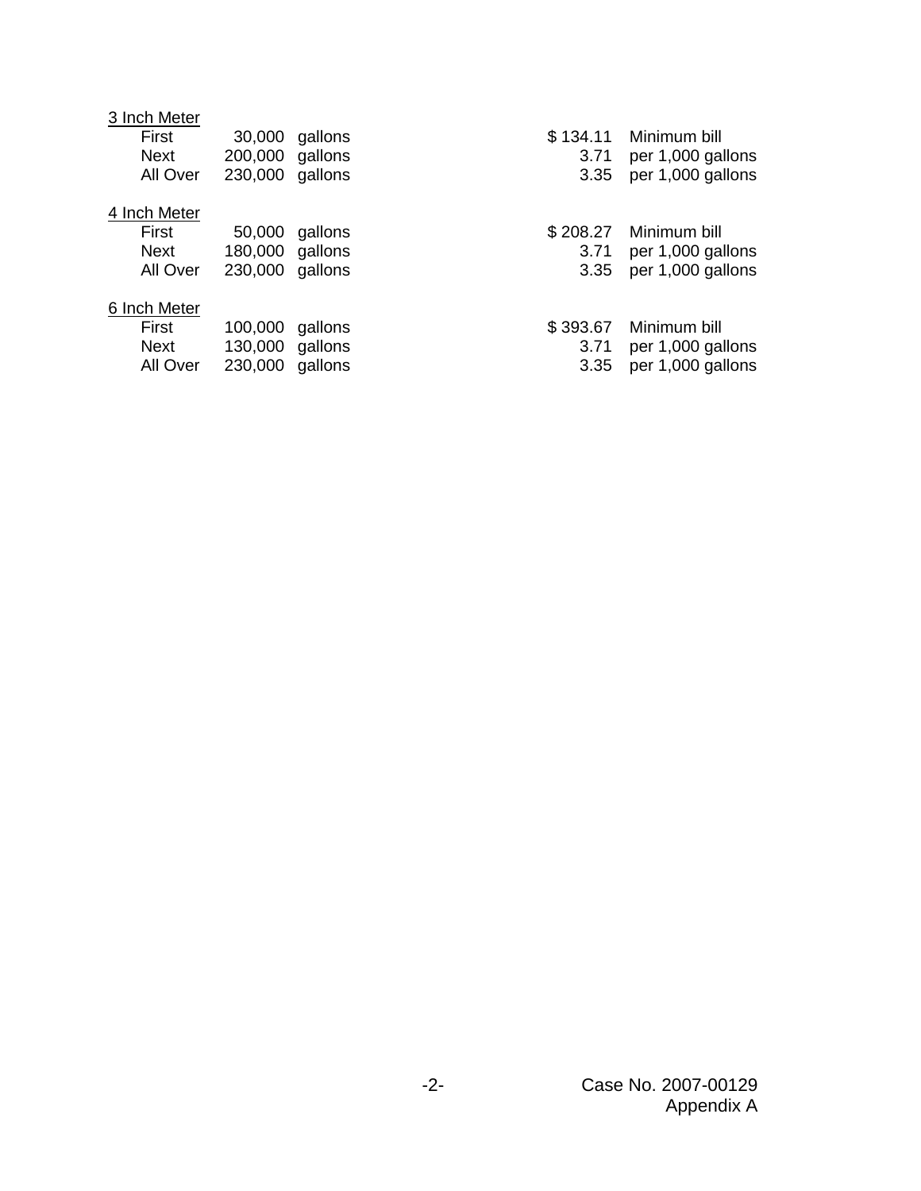3 Inch Meter

| | | | | |
|---|---|---|---|---|
| First | 30,000 | gallons | $ 134.11 | Minimum bill |
| Next | 200,000 | gallons | 3.71 | per 1,000 gallons |
| All Over | 230,000 | gallons | 3.35 | per 1,000 gallons |

4 Inch Meter

| | | | | |
|---|---|---|---|---|
| First | 50,000 | gallons | $ 208.27 | Minimum bill |
| Next | 180,000 | gallons | 3.71 | per 1,000 gallons |
| All Over | 230,000 | gallons | 3.35 | per 1,000 gallons |

6 Inch Meter

| | | | | |
|---|---|---|---|---|
| First | 100,000 | gallons | $ 393.67 | Minimum bill |
| Next | 130,000 | gallons | 3.71 | per 1,000 gallons |
| All Over | 230,000 | gallons | 3.35 | per 1,000 gallons |

Case No. 2007-00129
Appendix A